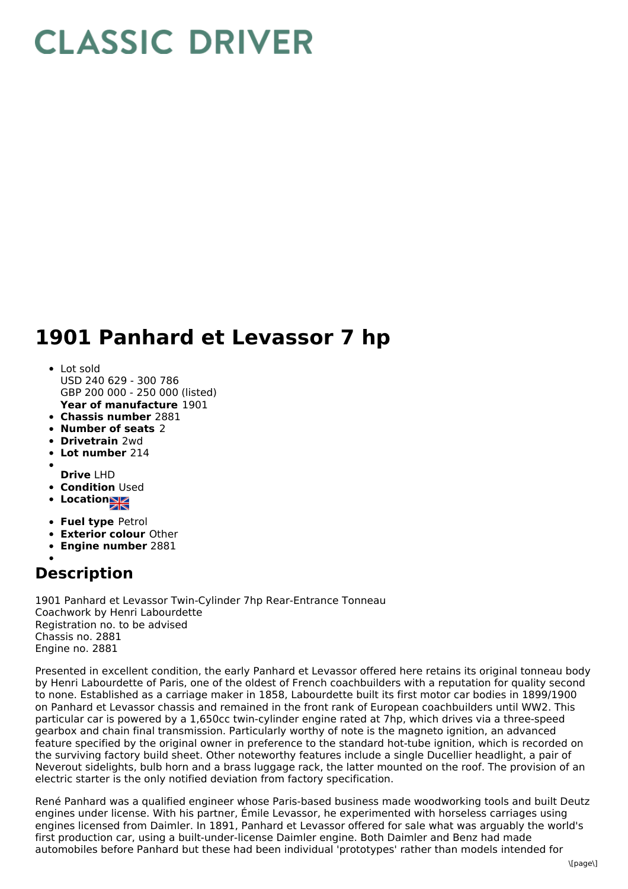# CLASSIC DRIVER

# 1901 Panhard et Levassor 7 hp

- Lot sold
  USD 240 629 - 300 786
  GBP 200 000 - 250 000 (listed)
  **Year of manufacture** 1901
- **Chassis number** 2881
- **Number of seats** 2
- **Drivetrain** 2wd
- **Lot number** 214
- **Drive** LHD
- **Condition** Used
- **Location**
- **Fuel type** Petrol
- **Exterior colour** Other
- **Engine number** 2881

## Description

1901 Panhard et Levassor Twin-Cylinder 7hp Rear-Entrance Tonneau
Coachwork by Henri Labourdette
Registration no. to be advised
Chassis no. 2881
Engine no. 2881

Presented in excellent condition, the early Panhard et Levassor offered here retains its original tonneau body by Henri Labourdette of Paris, one of the oldest of French coachbuilders with a reputation for quality second to none. Established as a carriage maker in 1858, Labourdette built its first motor car bodies in 1899/1900 on Panhard et Levassor chassis and remained in the front rank of European coachbuilders until WW2. This particular car is powered by a 1,650cc twin-cylinder engine rated at 7hp, which drives via a three-speed gearbox and chain final transmission. Particularly worthy of note is the magneto ignition, an advanced feature specified by the original owner in preference to the standard hot-tube ignition, which is recorded on the surviving factory build sheet. Other noteworthy features include a single Ducellier headlight, a pair of Neverout sidelights, bulb horn and a brass luggage rack, the latter mounted on the roof. The provision of an electric starter is the only notified deviation from factory specification.

René Panhard was a qualified engineer whose Paris-based business made woodworking tools and built Deutz engines under license. With his partner, Émile Levassor, he experimented with horseless carriages using engines licensed from Daimler. In 1891, Panhard et Levassor offered for sale what was arguably the world's first production car, using a built-under-license Daimler engine. Both Daimler and Benz had made automobiles before Panhard but these had been individual 'prototypes' rather than models intended for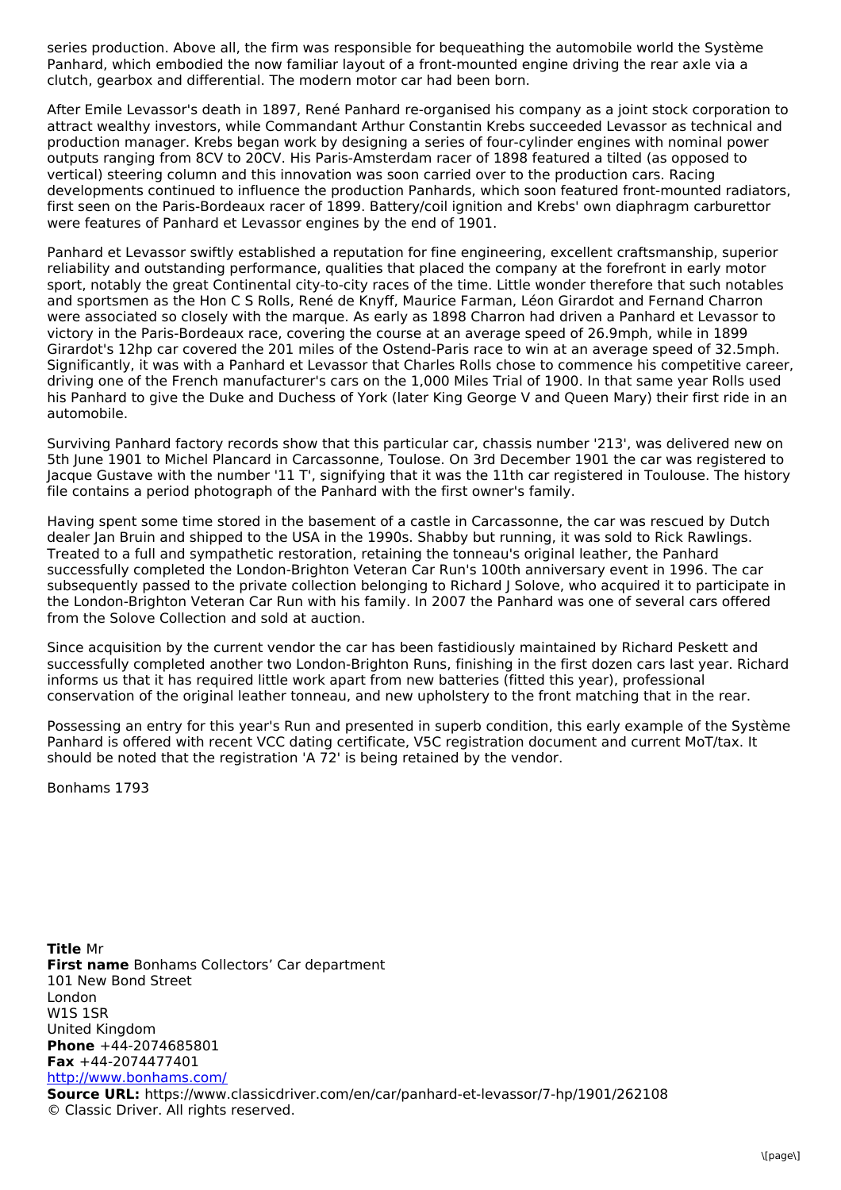series production. Above all, the firm was responsible for bequeathing the automobile world the Système Panhard, which embodied the now familiar layout of a front-mounted engine driving the rear axle via a clutch, gearbox and differential. The modern motor car had been born.

After Emile Levassor's death in 1897, René Panhard re-organised his company as a joint stock corporation to attract wealthy investors, while Commandant Arthur Constantin Krebs succeeded Levassor as technical and production manager. Krebs began work by designing a series of four-cylinder engines with nominal power outputs ranging from 8CV to 20CV. His Paris-Amsterdam racer of 1898 featured a tilted (as opposed to vertical) steering column and this innovation was soon carried over to the production cars. Racing developments continued to influence the production Panhards, which soon featured front-mounted radiators, first seen on the Paris-Bordeaux racer of 1899. Battery/coil ignition and Krebs' own diaphragm carburettor were features of Panhard et Levassor engines by the end of 1901.

Panhard et Levassor swiftly established a reputation for fine engineering, excellent craftsmanship, superior reliability and outstanding performance, qualities that placed the company at the forefront in early motor sport, notably the great Continental city-to-city races of the time. Little wonder therefore that such notables and sportsmen as the Hon C S Rolls, René de Knyff, Maurice Farman, Léon Girardot and Fernand Charron were associated so closely with the marque. As early as 1898 Charron had driven a Panhard et Levassor to victory in the Paris-Bordeaux race, covering the course at an average speed of 26.9mph, while in 1899 Girardot's 12hp car covered the 201 miles of the Ostend-Paris race to win at an average speed of 32.5mph. Significantly, it was with a Panhard et Levassor that Charles Rolls chose to commence his competitive career, driving one of the French manufacturer's cars on the 1,000 Miles Trial of 1900. In that same year Rolls used his Panhard to give the Duke and Duchess of York (later King George V and Queen Mary) their first ride in an automobile.

Surviving Panhard factory records show that this particular car, chassis number '213', was delivered new on 5th June 1901 to Michel Plancard in Carcassonne, Toulose. On 3rd December 1901 the car was registered to Jacque Gustave with the number '11 T', signifying that it was the 11th car registered in Toulouse. The history file contains a period photograph of the Panhard with the first owner's family.

Having spent some time stored in the basement of a castle in Carcassonne, the car was rescued by Dutch dealer Jan Bruin and shipped to the USA in the 1990s. Shabby but running, it was sold to Rick Rawlings. Treated to a full and sympathetic restoration, retaining the tonneau's original leather, the Panhard successfully completed the London-Brighton Veteran Car Run's 100th anniversary event in 1996. The car subsequently passed to the private collection belonging to Richard J Solove, who acquired it to participate in the London-Brighton Veteran Car Run with his family. In 2007 the Panhard was one of several cars offered from the Solove Collection and sold at auction.

Since acquisition by the current vendor the car has been fastidiously maintained by Richard Peskett and successfully completed another two London-Brighton Runs, finishing in the first dozen cars last year. Richard informs us that it has required little work apart from new batteries (fitted this year), professional conservation of the original leather tonneau, and new upholstery to the front matching that in the rear.

Possessing an entry for this year's Run and presented in superb condition, this early example of the Système Panhard is offered with recent VCC dating certificate, V5C registration document and current MoT/tax. It should be noted that the registration 'A 72' is being retained by the vendor.

Bonhams 1793

**Title** Mr
**First name** Bonhams Collectors' Car department
101 New Bond Street
London
W1S 1SR
United Kingdom
**Phone** +44-2074685801
**Fax** +44-2074477401
http://www.bonhams.com/
**Source URL:** https://www.classicdriver.com/en/car/panhard-et-levassor/7-hp/1901/262108
© Classic Driver. All rights reserved.